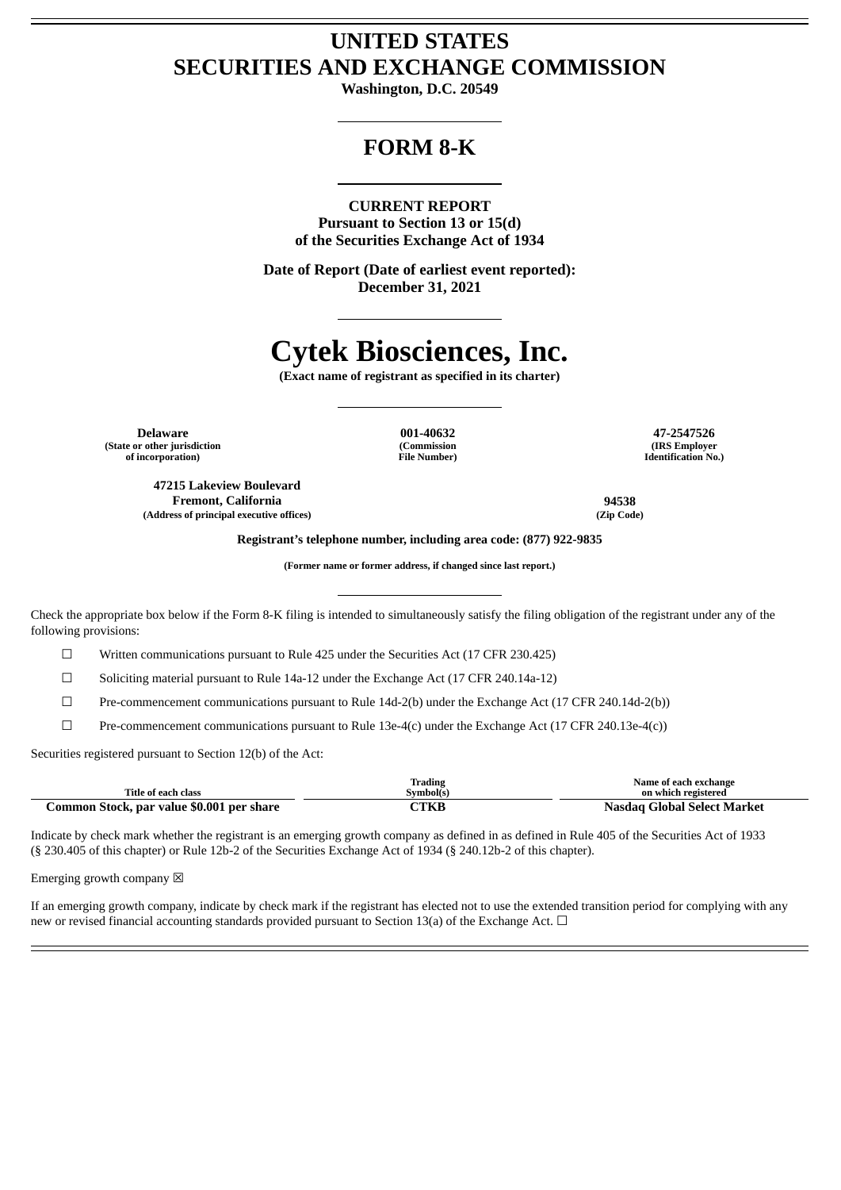# UNITED STATES SECURITIES AND EXCHANGE COMMISSION

**Washington, D.C. 20549**

## FORM 8-K

**CURRENT REPORT**
**Pursuant to Section 13 or 15(d)**
**of the Securities Exchange Act of 1934**

**Date of Report (Date of earliest event reported):**
**December 31, 2021**

# Cytek Biosciences, Inc.

**(Exact name of registrant as specified in its charter)**

| **Delaware** | **001-40632** | **47-2547526** |
|---|---|---|
| **(State or other jurisdiction of incorporation)** | **(Commission File Number)** | **(IRS Employer Identification No.)** |

| **47215 Lakeview Boulevard Fremont, California** | **94538** |
|---|---|
| **(Address of principal executive offices)** | **(Zip Code)** |

**Registrant's telephone number, including area code: (877) 922-9835**

**(Former name or former address, if changed since last report.)**

Check the appropriate box below if the Form 8-K filing is intended to simultaneously satisfy the filing obligation of the registrant under any of the following provisions:

☐ Written communications pursuant to Rule 425 under the Securities Act (17 CFR 230.425)

☐ Soliciting material pursuant to Rule 14a-12 under the Exchange Act (17 CFR 240.14a-12)

☐ Pre-commencement communications pursuant to Rule 14d-2(b) under the Exchange Act (17 CFR 240.14d-2(b))

☐ Pre-commencement communications pursuant to Rule 13e-4(c) under the Exchange Act (17 CFR 240.13e-4(c))

Securities registered pursuant to Section 12(b) of the Act:

| Title of each class | Trading Symbol(s) | Name of each exchange on which registered |
|---|---|---|
| **Common Stock, par value $0.001 per share** | **CTKB** | **Nasdaq Global Select Market** |

Indicate by check mark whether the registrant is an emerging growth company as defined in as defined in Rule 405 of the Securities Act of 1933 (§ 230.405 of this chapter) or Rule 12b-2 of the Securities Exchange Act of 1934 (§ 240.12b-2 of this chapter).

Emerging growth company ☒

If an emerging growth company, indicate by check mark if the registrant has elected not to use the extended transition period for complying with any new or revised financial accounting standards provided pursuant to Section 13(a) of the Exchange Act. ☐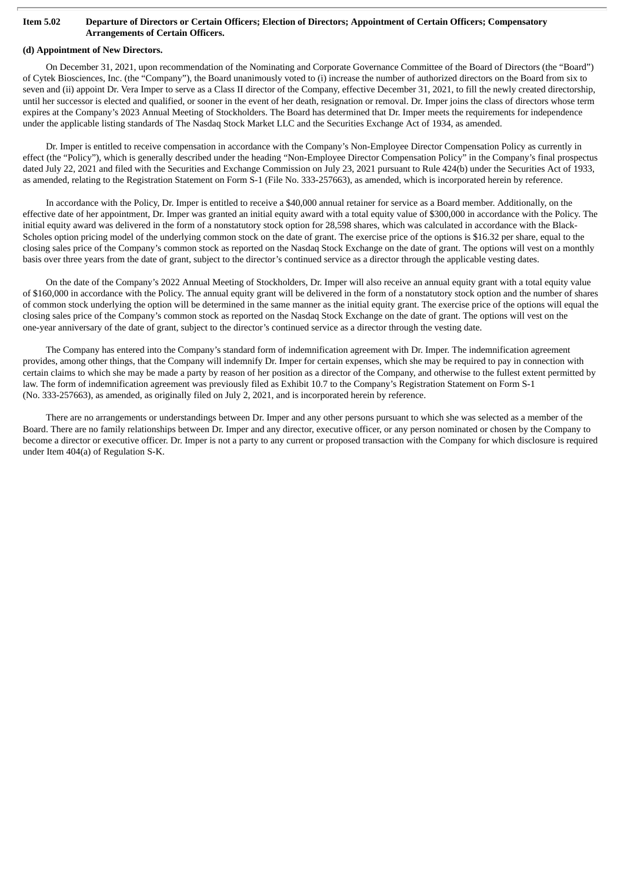**Item 5.02 Departure of Directors or Certain Officers; Election of Directors; Appointment of Certain Officers; Compensatory Arrangements of Certain Officers.**

**(d) Appointment of New Directors.**

On December 31, 2021, upon recommendation of the Nominating and Corporate Governance Committee of the Board of Directors (the "Board") of Cytek Biosciences, Inc. (the "Company"), the Board unanimously voted to (i) increase the number of authorized directors on the Board from six to seven and (ii) appoint Dr. Vera Imper to serve as a Class II director of the Company, effective December 31, 2021, to fill the newly created directorship, until her successor is elected and qualified, or sooner in the event of her death, resignation or removal. Dr. Imper joins the class of directors whose term expires at the Company's 2023 Annual Meeting of Stockholders. The Board has determined that Dr. Imper meets the requirements for independence under the applicable listing standards of The Nasdaq Stock Market LLC and the Securities Exchange Act of 1934, as amended.

Dr. Imper is entitled to receive compensation in accordance with the Company's Non-Employee Director Compensation Policy as currently in effect (the "Policy"), which is generally described under the heading "Non-Employee Director Compensation Policy" in the Company's final prospectus dated July 22, 2021 and filed with the Securities and Exchange Commission on July 23, 2021 pursuant to Rule 424(b) under the Securities Act of 1933, as amended, relating to the Registration Statement on Form S-1 (File No. 333-257663), as amended, which is incorporated herein by reference.

In accordance with the Policy, Dr. Imper is entitled to receive a $40,000 annual retainer for service as a Board member. Additionally, on the effective date of her appointment, Dr. Imper was granted an initial equity award with a total equity value of $300,000 in accordance with the Policy. The initial equity award was delivered in the form of a nonstatutory stock option for 28,598 shares, which was calculated in accordance with the Black-Scholes option pricing model of the underlying common stock on the date of grant. The exercise price of the options is $16.32 per share, equal to the closing sales price of the Company's common stock as reported on the Nasdaq Stock Exchange on the date of grant. The options will vest on a monthly basis over three years from the date of grant, subject to the director's continued service as a director through the applicable vesting dates.

On the date of the Company's 2022 Annual Meeting of Stockholders, Dr. Imper will also receive an annual equity grant with a total equity value of $160,000 in accordance with the Policy. The annual equity grant will be delivered in the form of a nonstatutory stock option and the number of shares of common stock underlying the option will be determined in the same manner as the initial equity grant. The exercise price of the options will equal the closing sales price of the Company's common stock as reported on the Nasdaq Stock Exchange on the date of grant. The options will vest on the one-year anniversary of the date of grant, subject to the director's continued service as a director through the vesting date.

The Company has entered into the Company's standard form of indemnification agreement with Dr. Imper. The indemnification agreement provides, among other things, that the Company will indemnify Dr. Imper for certain expenses, which she may be required to pay in connection with certain claims to which she may be made a party by reason of her position as a director of the Company, and otherwise to the fullest extent permitted by law. The form of indemnification agreement was previously filed as Exhibit 10.7 to the Company's Registration Statement on Form S-1 (No. 333-257663), as amended, as originally filed on July 2, 2021, and is incorporated herein by reference.

There are no arrangements or understandings between Dr. Imper and any other persons pursuant to which she was selected as a member of the Board. There are no family relationships between Dr. Imper and any director, executive officer, or any person nominated or chosen by the Company to become a director or executive officer. Dr. Imper is not a party to any current or proposed transaction with the Company for which disclosure is required under Item 404(a) of Regulation S-K.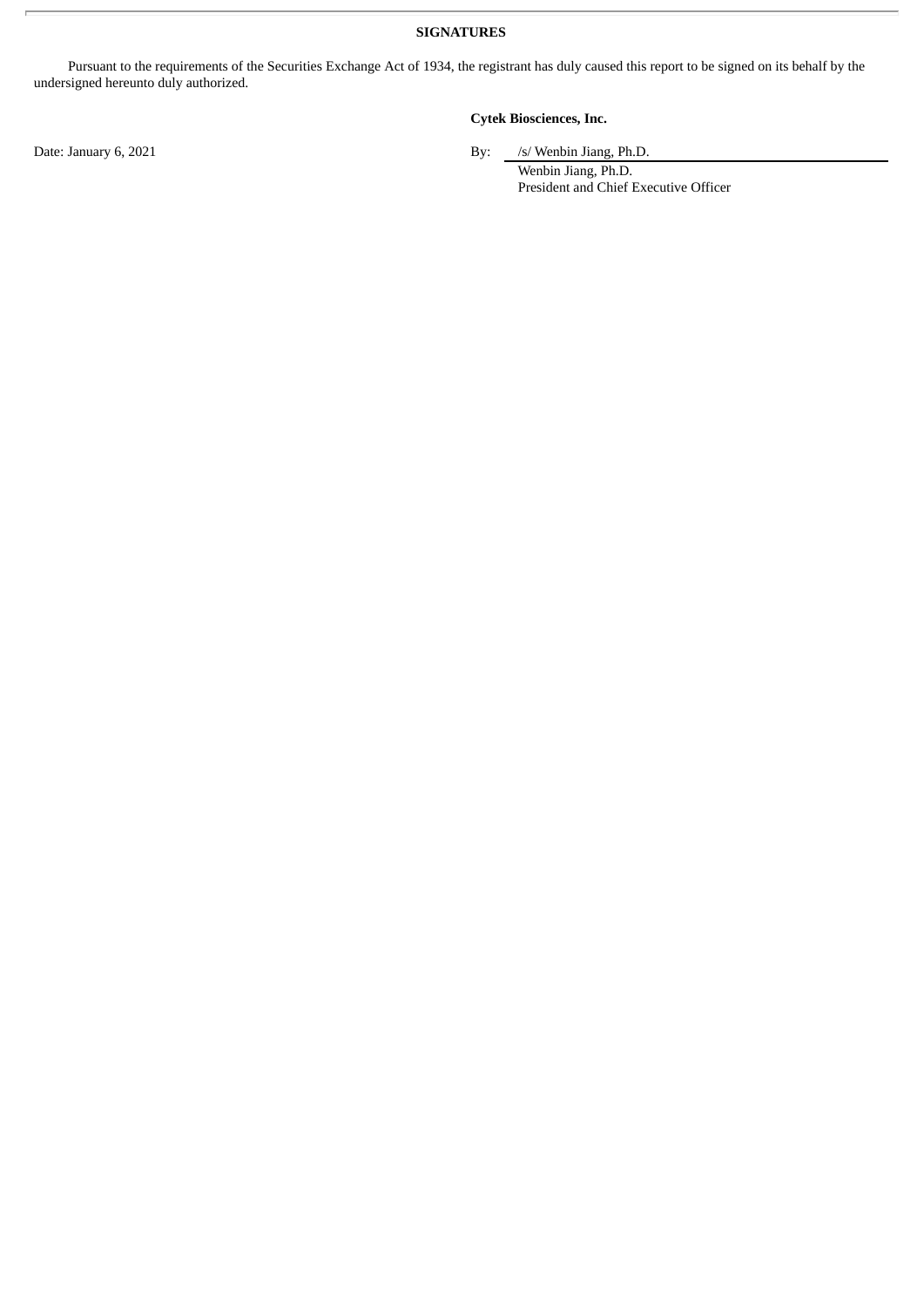**SIGNATURES**

Pursuant to the requirements of the Securities Exchange Act of 1934, the registrant has duly caused this report to be signed on its behalf by the undersigned hereunto duly authorized.

**Cytek Biosciences, Inc.**

Date: January 6, 2021

By: /s/ Wenbin Jiang, Ph.D.
Wenbin Jiang, Ph.D.
President and Chief Executive Officer